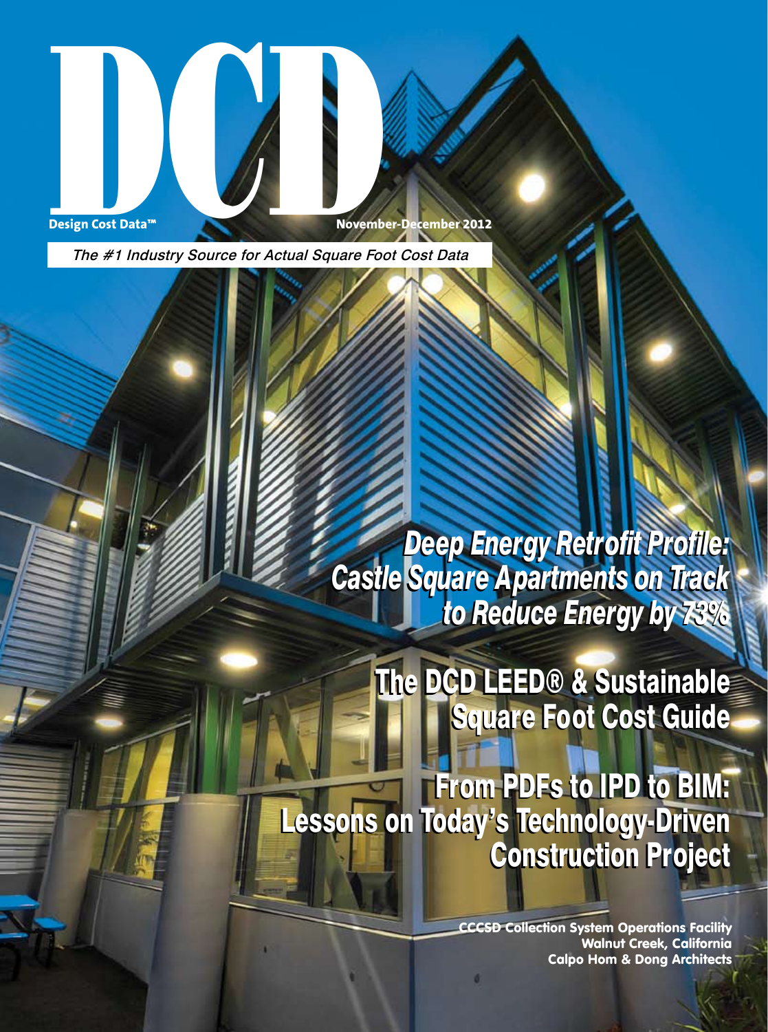# DCD

**Design Cost Data™**

**November-December 2012**

*The #1 Industry Source for Actual Square Foot Cost Data*

## *Deep Energy Retrofit Profile: Castle Square Apartments on Track to Reduce Energy by 73%*

## The DCD LEED® & Sustainable Square Foot Cost Guide

## From PDFs to IPD to BIM: Lessons on Today's Technology-Driven Construction Project

**CCCSD Collection System Operations Facility**
**Walnut Creek, California**
**Calpo Hom & Dong Architects**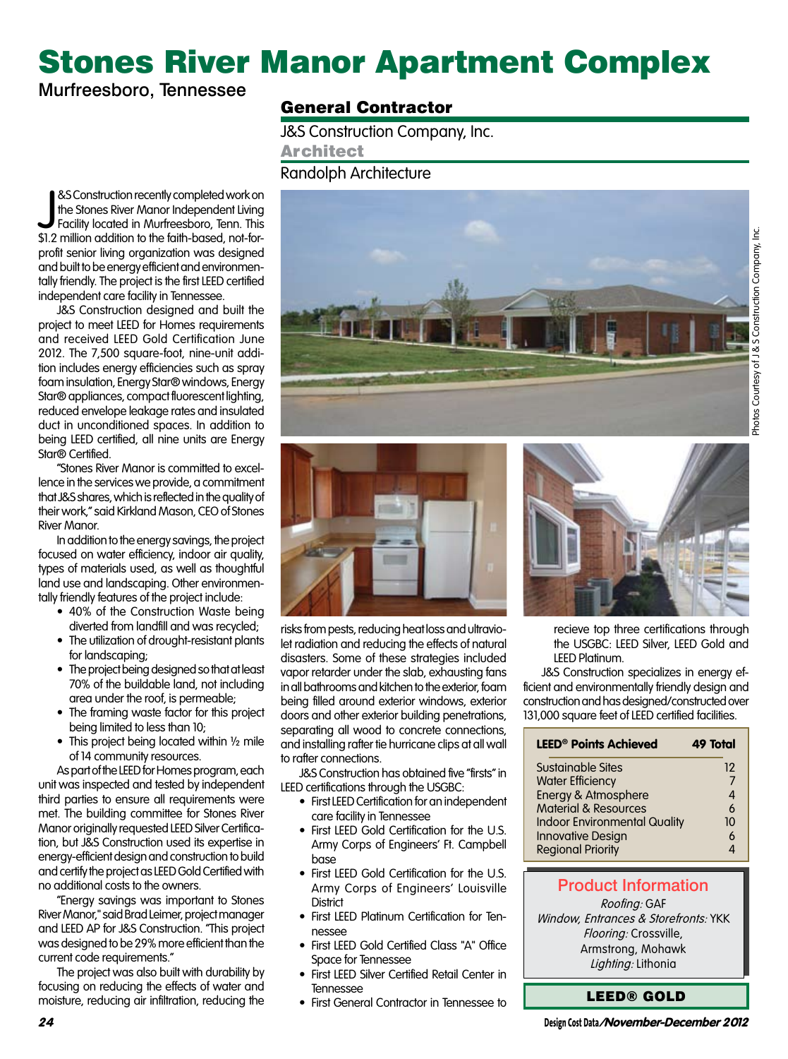# Stones River Manor Apartment Complex

Murfreesboro, Tennessee

## General Contractor

J&S Construction Company, Inc.

## Architect

Randolph Architecture

Photos Courtesy of J & S Construction Company, Inc.

J&S Construction recently completed work on the Stones River Manor Independent Living Facility located in Murfreesboro, Tenn. This $1.2 million addition to the faith-based, not-for-profit senior living organization was designed and built to be energy efficient and environmentally friendly. The project is the first LEED certified independent care facility in Tennessee.

J&S Construction designed and built the project to meet LEED for Homes requirements and received LEED Gold Certification June 2012. The 7,500 square-foot, nine-unit addition includes energy efficiencies such as spray foam insulation, Energy Star® windows, Energy Star® appliances, compact fluorescent lighting, reduced envelope leakage rates and insulated duct in unconditioned spaces. In addition to being LEED certified, all nine units are Energy Star® Certified.

"Stones River Manor is committed to excellence in the services we provide, a commitment that J&S shares, which is reflected in the quality of their work," said Kirkland Mason, CEO of Stones River Manor.

In addition to the energy savings, the project focused on water efficiency, indoor air quality, types of materials used, as well as thoughtful land use and landscaping. Other environmentally friendly features of the project include:

- 40% of the Construction Waste being diverted from landfill and was recycled;
- The utilization of drought-resistant plants for landscaping;
- The project being designed so that at least 70% of the buildable land, not including area under the roof, is permeable;
- The framing waste factor for this project being limited to less than 10;
- This project being located within ½ mile of 14 community resources.

As part of the LEED for Homes program, each unit was inspected and tested by independent third parties to ensure all requirements were met. The building committee for Stones River Manor originally requested LEED Silver Certification, but J&S Construction used its expertise in energy-efficient design and construction to build and certify the project as LEED Gold Certified with no additional costs to the owners.

"Energy savings was important to Stones River Manor," said Brad Leimer, project manager and LEED AP for J&S Construction. "This project was designed to be 29% more efficient than the current code requirements."

The project was also built with durability by focusing on reducing the effects of water and moisture, reducing air infiltration, reducing the risks from pests, reducing heat loss and ultraviolet radiation and reducing the effects of natural disasters. Some of these strategies included vapor retarder under the slab, exhausting fans in all bathrooms and kitchen to the exterior, foam being filled around exterior windows, exterior doors and other exterior building penetrations, separating all wood to concrete connections, and installing rafter tie hurricane clips at all wall to rafter connections.

J&S Construction has obtained five "firsts" in LEED certifications through the USGBC:

- First LEED Certification for an independent care facility in Tennessee
- First LEED Gold Certification for the U.S. Army Corps of Engineers' Ft. Campbell base
- First LEED Gold Certification for the U.S. Army Corps of Engineers' Louisville District
- First LEED Platinum Certification for Tennessee
- First LEED Gold Certified Class "A" Office Space for Tennessee
- First LEED Silver Certified Retail Center in Tennessee
- First General Contractor in Tennessee to recieve top three certifications through the USGBC: LEED Silver, LEED Gold and LEED Platinum.

J&S Construction specializes in energy efficient and environmentally friendly design and construction and has designed/constructed over 131,000 square feet of LEED certified facilities.

| LEED® Points Achieved | 49 Total |
|---|---|
| Sustainable Sites | 12 |
| Water Efficiency | 7 |
| Energy & Atmosphere | 4 |
| Material & Resources | 6 |
| Indoor Environmental Quality | 10 |
| Innovative Design | 6 |
| Regional Priority | 4 |

### Product Information

*Roofing:* GAF
*Window, Entrances & Storefronts:* YKK
*Flooring:* Crossville, Armstrong, Mohawk
*Lighting:* Lithonia

**LEED® GOLD**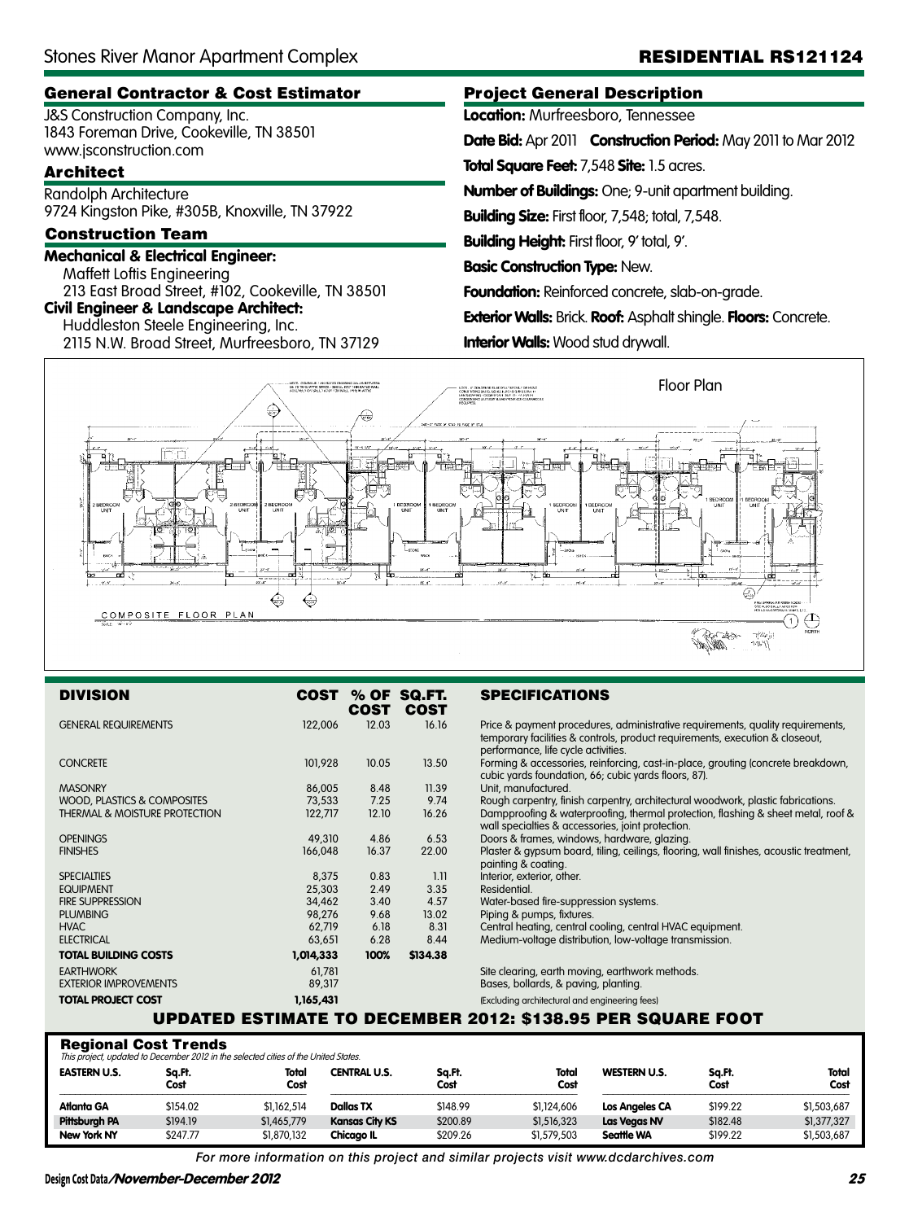# Stones River Manor Apartment Complex

**RESIDENTIAL RS121124**

## General Contractor & Cost Estimator

J&S Construction Company, Inc.
1843 Foreman Drive, Cookeville, TN 38501
www.jsconstruction.com

## Architect

Randolph Architecture
9724 Kingston Pike, #305B, Knoxville, TN 37922

## Construction Team

**Mechanical & Electrical Engineer:**
Maffett Loftis Engineering
213 East Broad Street, #102, Cookeville, TN 38501

**Civil Engineer & Landscape Architect:**
Huddleston Steele Engineering, Inc.
2115 N.W. Broad Street, Murfreesboro, TN 37129

## Project General Description

**Location:** Murfreesboro, Tennessee

**Date Bid:** Apr 2011 **Construction Period:** May 2011 to Mar 2012

**Total Square Feet:** 7,548 **Site:** 1.5 acres.

**Number of Buildings:** One; 9-unit apartment building.

**Building Size:** First floor, 7,548; total, 7,548.

**Building Height:** First floor, 9' total, 9'.

**Basic Construction Type:** New.

**Foundation:** Reinforced concrete, slab-on-grade.

**Exterior Walls:** Brick. **Roof:** Asphalt shingle. **Floors:** Concrete.

**Interior Walls:** Wood stud drywall.

Floor Plan

COMPOSITE FLOOR PLAN

| DIVISION | COST | % OF COST | SQ.FT. COST | SPECIFICATIONS |
|---|---|---|---|---|
| GENERAL REQUIREMENTS | 122,006 | 12.03 | 16.16 | Price & payment procedures, administrative requirements, quality requirements, temporary facilities & controls, product requirements, execution & closeout, performance, life cycle activities. |
| CONCRETE | 101,928 | 10.05 | 13.50 | Forming & accessories, reinforcing, cast-in-place, grouting (concrete breakdown, cubic yards foundation, 66; cubic yards floors, 87). |
| MASONRY | 86,005 | 8.48 | 11.39 | Unit, manufactured. |
| WOOD, PLASTICS & COMPOSITES | 73,533 | 7.25 | 9.74 | Rough carpentry, finish carpentry, architectural woodwork, plastic fabrications. |
| THERMAL & MOISTURE PROTECTION | 122,717 | 12.10 | 16.26 | Dampproofing & waterproofing, thermal protection, flashing & sheet metal, roof & wall specialties & accessories, joint protection. |
| OPENINGS | 49,310 | 4.86 | 6.53 | Doors & frames, windows, hardware, glazing. |
| FINISHES | 166,048 | 16.37 | 22.00 | Plaster & gypsum board, tiling, ceilings, flooring, wall finishes, acoustic treatment, painting & coating. |
| SPECIALTIES | 8,375 | 0.83 | 1.11 | Interior, exterior, other. |
| EQUIPMENT | 25,303 | 2.49 | 3.35 | Residential. |
| FIRE SUPPRESSION | 34,462 | 3.40 | 4.57 | Water-based fire-suppression systems. |
| PLUMBING | 98,276 | 9.68 | 13.02 | Piping & pumps, fixtures. |
| HVAC | 62,719 | 6.18 | 8.31 | Central heating, central cooling, central HVAC equipment. |
| ELECTRICAL | 63,651 | 6.28 | 8.44 | Medium-voltage distribution, low-voltage transmission. |
| **TOTAL BUILDING COSTS** | **1,014,333** | **100%** | **$134.38** | |
| EARTHWORK | 61,781 | | | Site clearing, earth moving, earthwork methods. |
| EXTERIOR IMPROVEMENTS | 89,317 | | | Bases, bollards, & paving, planting. |
| **TOTAL PROJECT COST** | **1,165,431** | | | (Excluding architectural and engineering fees) |

## UPDATED ESTIMATE TO DECEMBER 2012: $138.95 PER SQUARE FOOT

### Regional Cost Trends

*This project, updated to December 2012 in the selected cities of the United States.*

| EASTERN U.S. | Sq.Ft. Cost | Total Cost | CENTRAL U.S. | Sq.Ft. Cost | Total Cost | WESTERN U.S. | Sq.Ft. Cost | Total Cost |
|---|---|---|---|---|---|---|---|---|
| **Atlanta GA** | $154.02 | $1,162,514 | **Dallas TX** | $148.99 | $1,124,606 | **Los Angeles CA** | $199.22 | $1,503,687 |
| **Pittsburgh PA** | $194.19 | $1,465,779 | **Kansas City KS** | $200.89 | $1,516,323 | **Las Vegas NV** | $182.48 | $1,377,327 |
| **New York NY** | $247.77 | $1,870,132 | **Chicago IL** | $209.26 | $1,579,503 | **Seattle WA** | $199.22 | $1,503,687 |

*For more information on this project and similar projects visit www.dcdarchives.com*